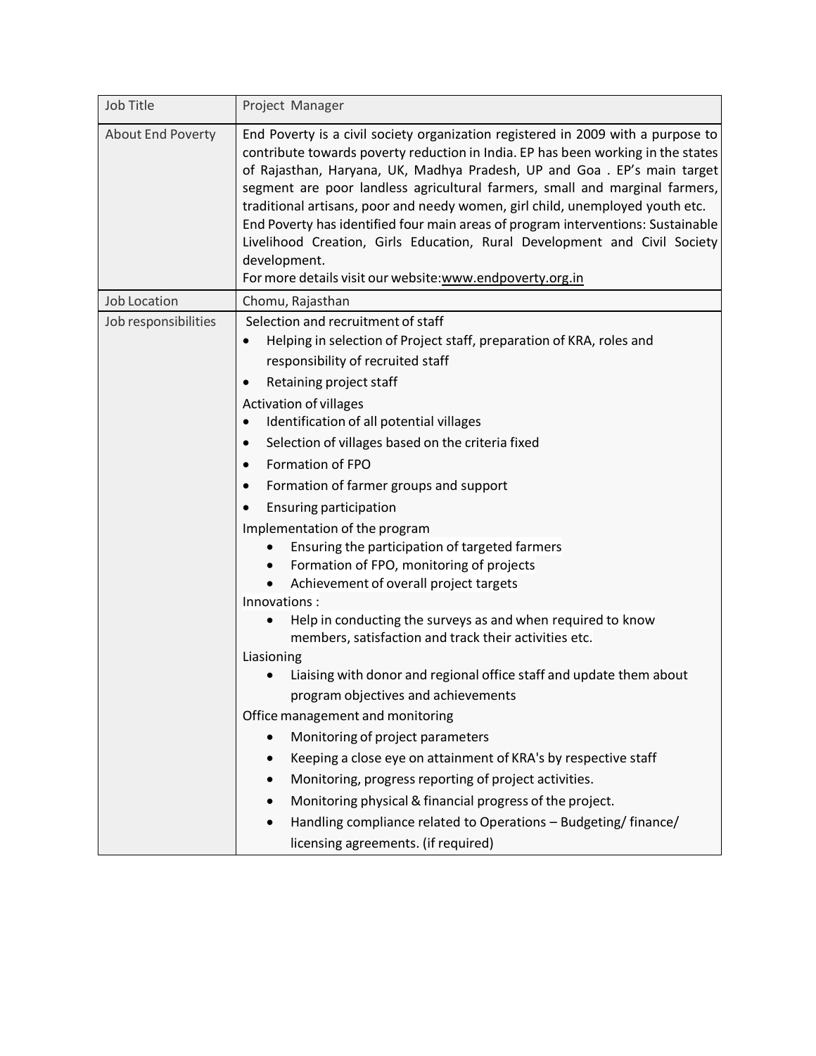| Job Title | Project Manager |
| --- | --- |
| About End Poverty | End Poverty is a civil society organization registered in 2009 with a purpose to contribute towards poverty reduction in India. EP has been working in the states of Rajasthan, Haryana, UK, Madhya Pradesh, UP and Goa . EP's main target segment are poor landless agricultural farmers, small and marginal farmers, traditional artisans, poor and needy women, girl child, unemployed youth etc.<br>End Poverty has identified four main areas of program interventions: Sustainable Livelihood Creation, Girls Education, Rural Development and Civil Society development.<br>For more details visit our website:www.endpoverty.org.in |
| Job Location | Chomu, Rajasthan |
| Job responsibilities | Selection and recruitment of staff<br>• Helping in selection of Project staff, preparation of KRA, roles and responsibility of recruited staff<br>• Retaining project staff<br>Activation of villages<br>• Identification of all potential villages<br>• Selection of villages based on the criteria fixed<br>• Formation of FPO<br>• Formation of farmer groups and support<br>• Ensuring participation<br>Implementation of the program<br>• Ensuring the participation of targeted farmers<br>• Formation of FPO, monitoring of projects<br>• Achievement of overall project targets<br>Innovations :<br>• Help in conducting the surveys as and when required to know members, satisfaction and track their activities etc.<br>Liasioning<br>• Liaising with donor and regional office staff and update them about program objectives and achievements<br>Office management and monitoring<br>• Monitoring of project parameters<br>• Keeping a close eye on attainment of KRA's by respective staff<br>• Monitoring, progress reporting of project activities.<br>• Monitoring physical & financial progress of the project.<br>• Handling compliance related to Operations – Budgeting/ finance/ licensing agreements. (if required) |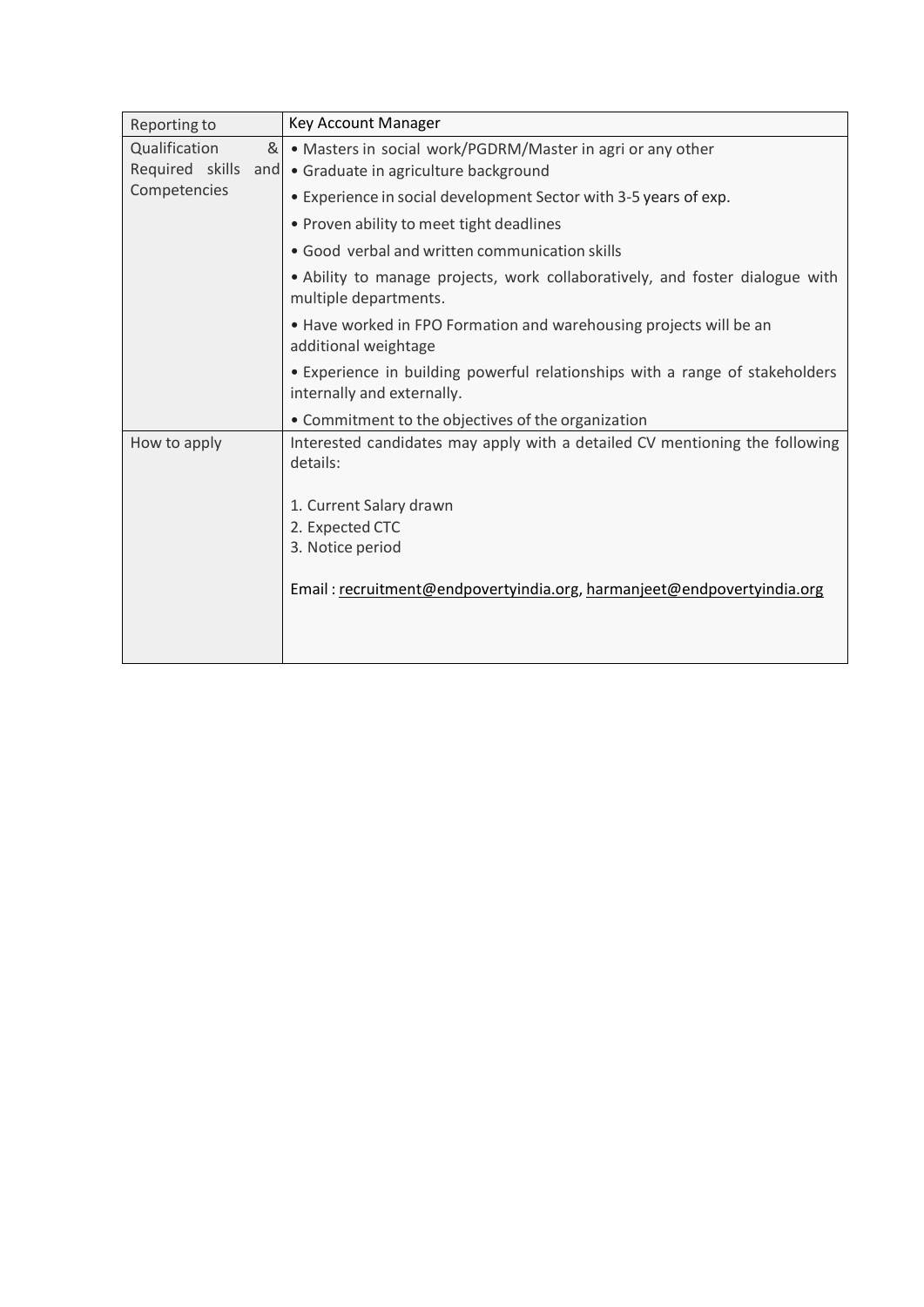| | |
|---|---|
| Reporting to | Key Account Manager |
| Qualification & Required skills and Competencies | • Masters in social work/PGDRM/Master in agri or any other<br>• Graduate in agriculture background<br>• Experience in social development Sector with 3-5 years of exp.<br>• Proven ability to meet tight deadlines<br>• Good verbal and written communication skills<br>• Ability to manage projects, work collaboratively, and foster dialogue with multiple departments.<br>• Have worked in FPO Formation and warehousing projects will be an additional weightage<br>• Experience in building powerful relationships with a range of stakeholders internally and externally.<br>• Commitment to the objectives of the organization |
| How to apply | Interested candidates may apply with a detailed CV mentioning the following details:<br><br>1. Current Salary drawn<br>2. Expected CTC<br>3. Notice period<br><br>Email : recruitment@endpovertyindia.org, harmanjeet@endpovertyindia.org |